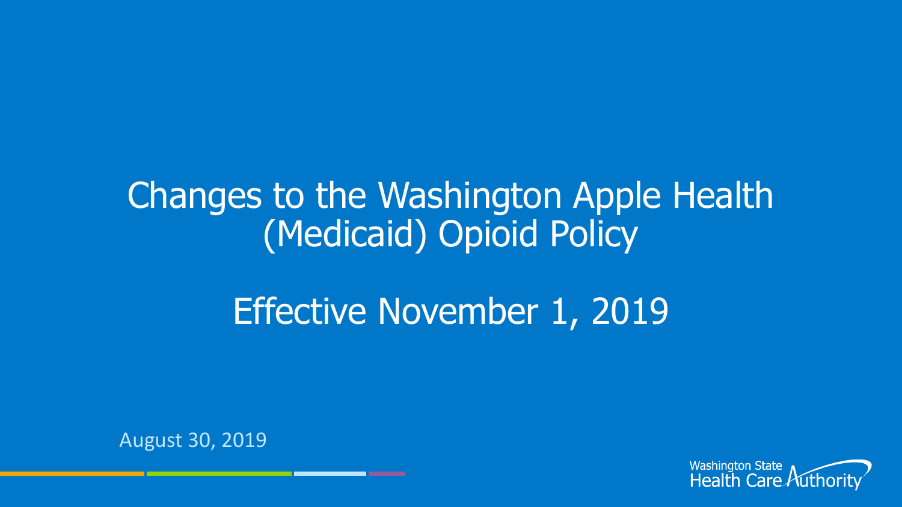# Changes to the Washington Apple Health (Medicaid) Opioid Policy

## Effective November 1, 2019

August 30, 2019

Washington State Health Care Authority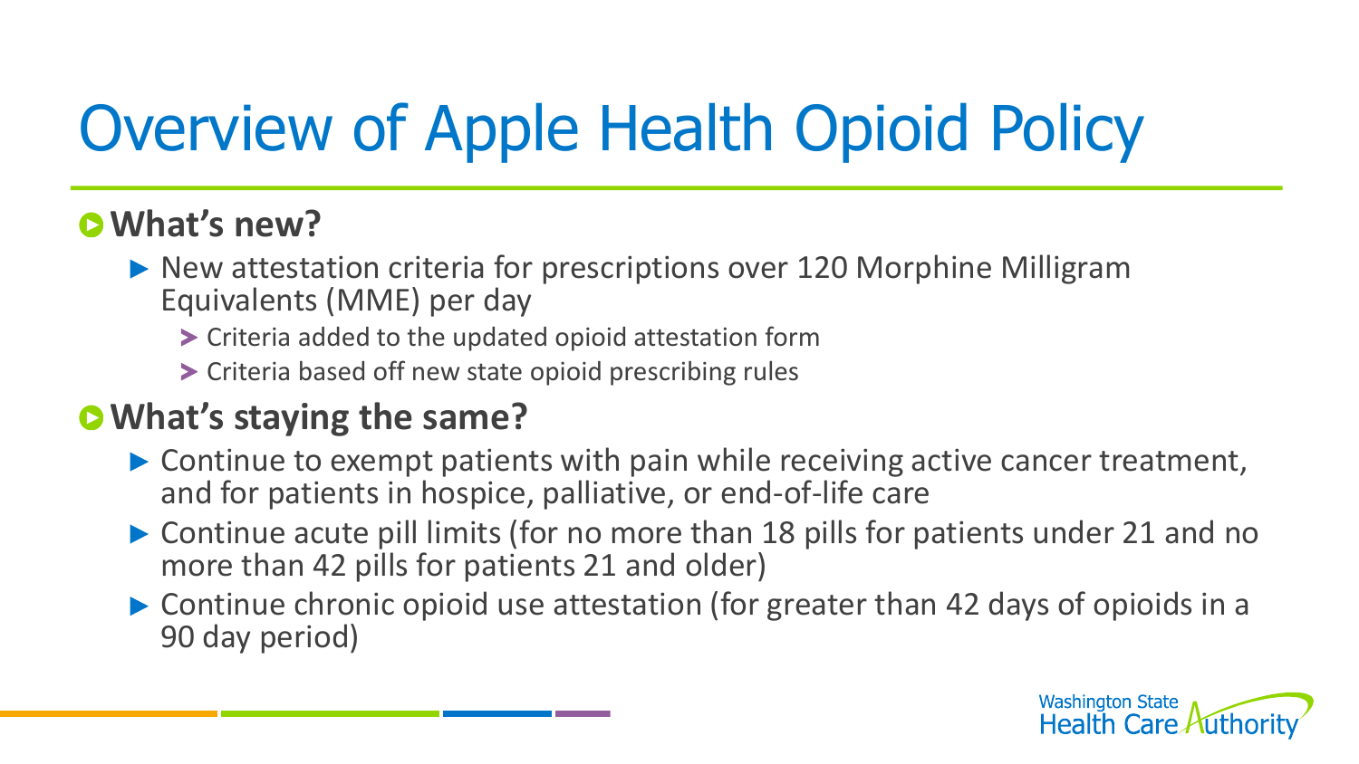# Overview of Apple Health Opioid Policy

## What's new?

- New attestation criteria for prescriptions over 120 Morphine Milligram Equivalents (MME) per day
  - Criteria added to the updated opioid attestation form
  - Criteria based off new state opioid prescribing rules

## What's staying the same?

- Continue to exempt patients with pain while receiving active cancer treatment, and for patients in hospice, palliative, or end-of-life care
- Continue acute pill limits (for no more than 18 pills for patients under 21 and no more than 42 pills for patients 21 and older)
- Continue chronic opioid use attestation (for greater than 42 days of opioids in a 90 day period)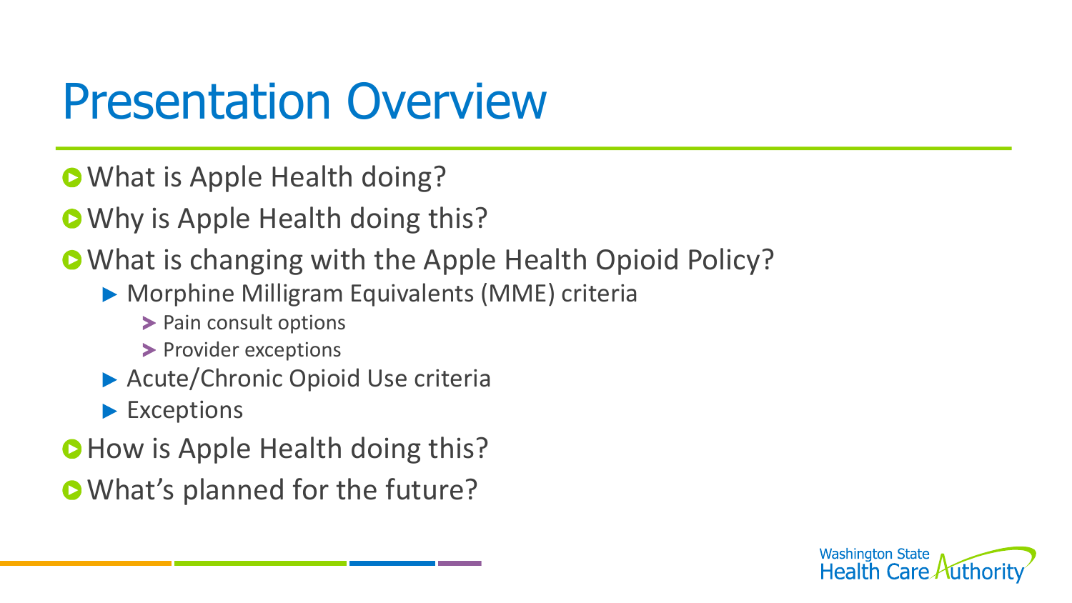# Presentation Overview

- What is Apple Health doing?
- Why is Apple Health doing this?
- What is changing with the Apple Health Opioid Policy?
  - Morphine Milligram Equivalents (MME) criteria
    - Pain consult options
    - Provider exceptions
  - Acute/Chronic Opioid Use criteria
  - Exceptions
- How is Apple Health doing this?
- What's planned for the future?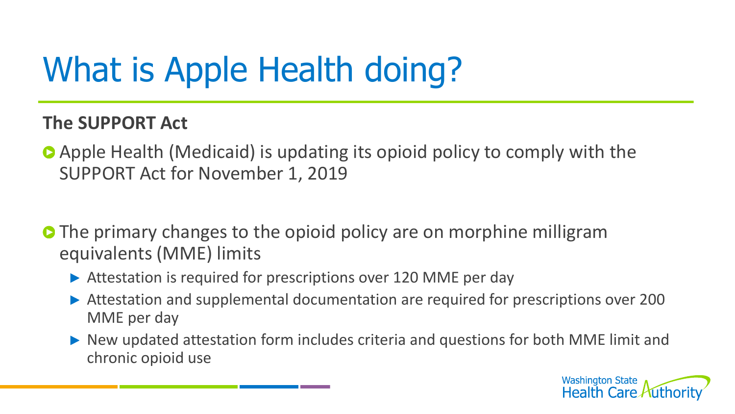# What is Apple Health doing?

**The SUPPORT Act**

- Apple Health (Medicaid) is updating its opioid policy to comply with the SUPPORT Act for November 1, 2019

- The primary changes to the opioid policy are on morphine milligram equivalents (MME) limits
  - Attestation is required for prescriptions over 120 MME per day
  - Attestation and supplemental documentation are required for prescriptions over 200 MME per day
  - New updated attestation form includes criteria and questions for both MME limit and chronic opioid use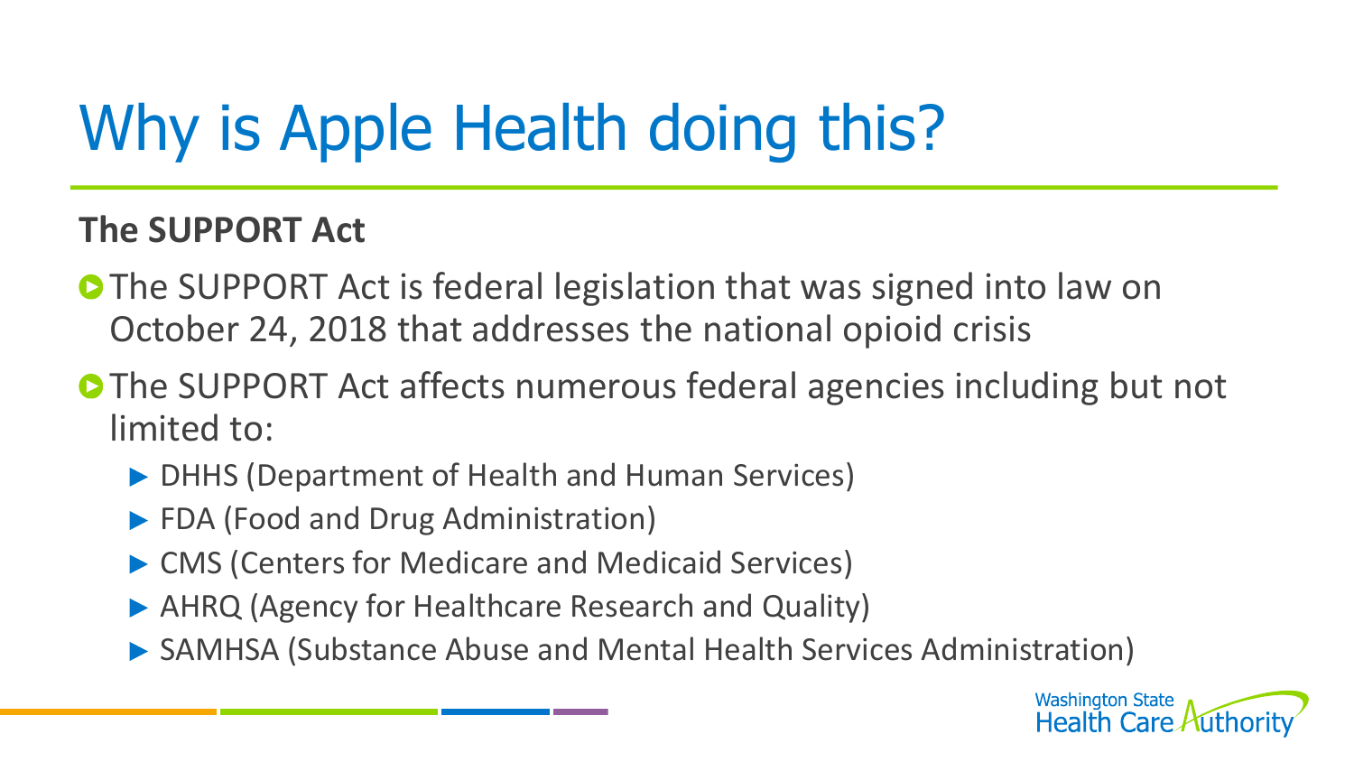# Why is Apple Health doing this?

**The SUPPORT Act**

- The SUPPORT Act is federal legislation that was signed into law on October 24, 2018 that addresses the national opioid crisis
- The SUPPORT Act affects numerous federal agencies including but not limited to:
  - DHHS (Department of Health and Human Services)
  - FDA (Food and Drug Administration)
  - CMS (Centers for Medicare and Medicaid Services)
  - AHRQ (Agency for Healthcare Research and Quality)
  - SAMHSA (Substance Abuse and Mental Health Services Administration)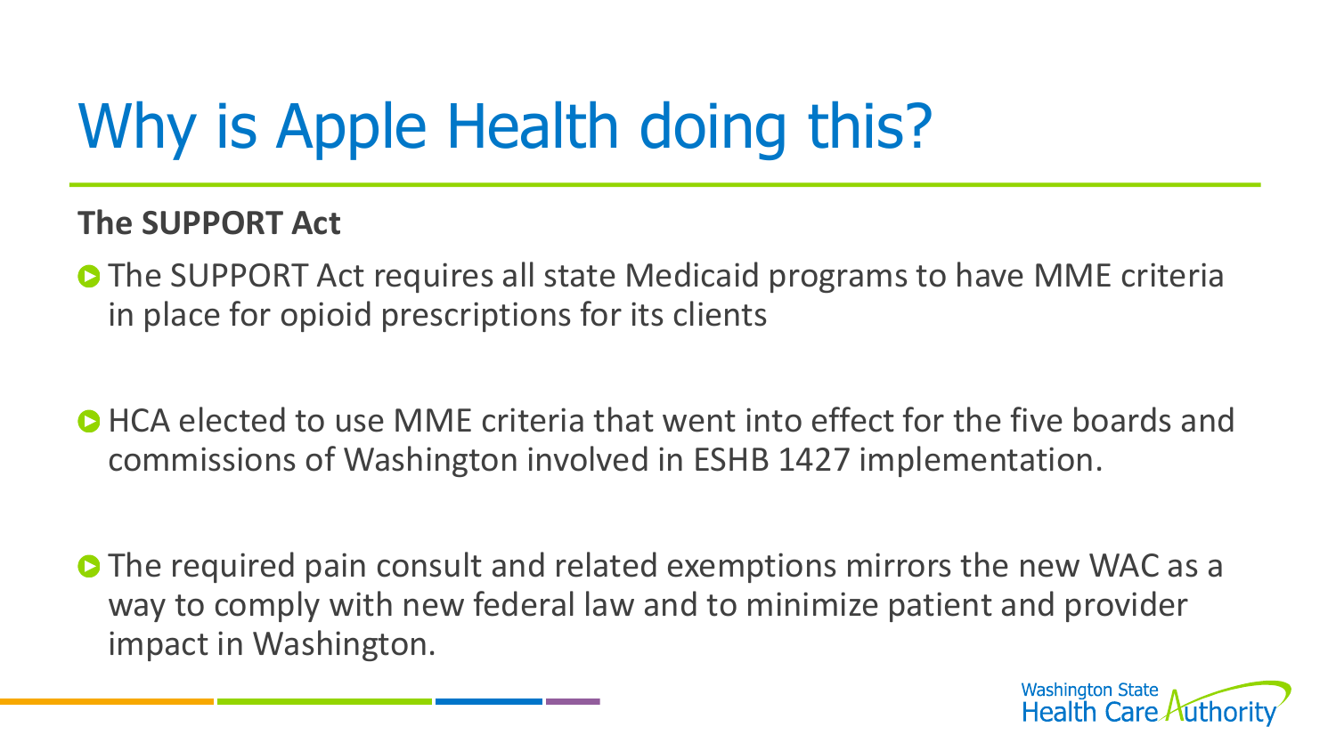# Why is Apple Health doing this?

**The SUPPORT Act**

- The SUPPORT Act requires all state Medicaid programs to have MME criteria in place for opioid prescriptions for its clients

- HCA elected to use MME criteria that went into effect for the five boards and commissions of Washington involved in ESHB 1427 implementation.

- The required pain consult and related exemptions mirrors the new WAC as a way to comply with new federal law and to minimize patient and provider impact in Washington.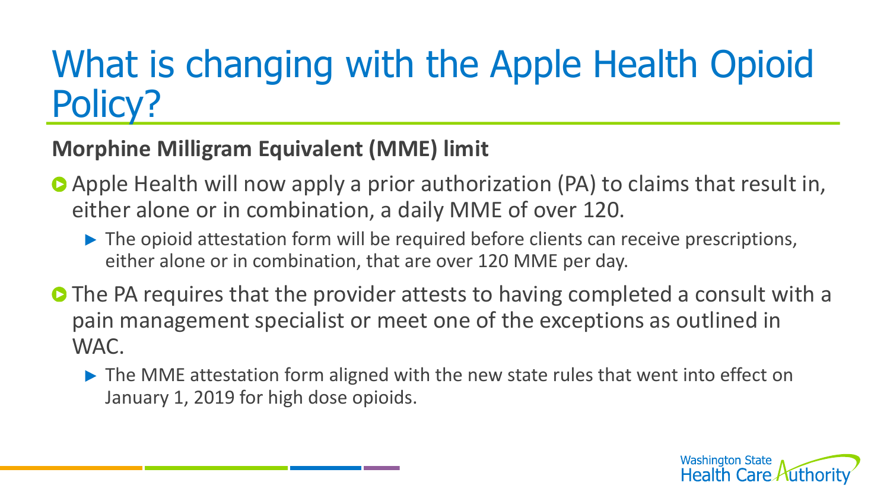# What is changing with the Apple Health Opioid Policy?

**Morphine Milligram Equivalent (MME) limit**

- Apple Health will now apply a prior authorization (PA) to claims that result in, either alone or in combination, a daily MME of over 120.
  - The opioid attestation form will be required before clients can receive prescriptions, either alone or in combination, that are over 120 MME per day.
- The PA requires that the provider attests to having completed a consult with a pain management specialist or meet one of the exceptions as outlined in WAC.
  - The MME attestation form aligned with the new state rules that went into effect on January 1, 2019 for high dose opioids.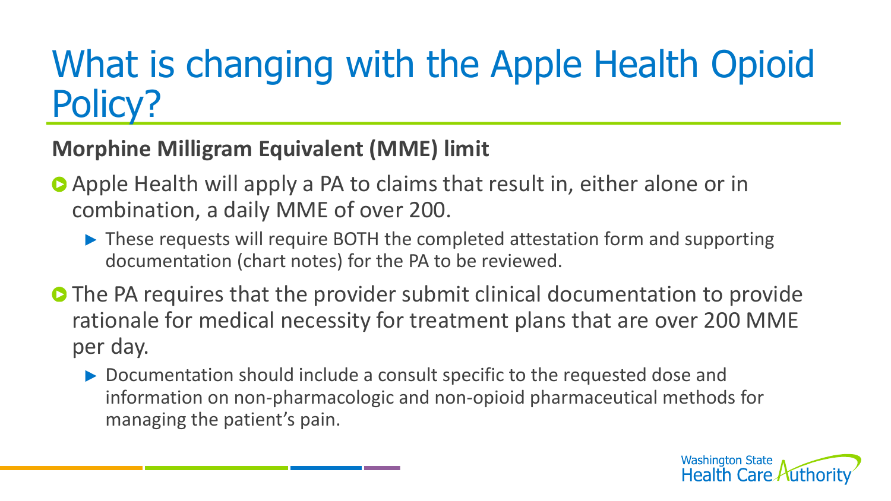# What is changing with the Apple Health Opioid Policy?

## Morphine Milligram Equivalent (MME) limit

- Apple Health will apply a PA to claims that result in, either alone or in combination, a daily MME of over 200.
  - These requests will require BOTH the completed attestation form and supporting documentation (chart notes) for the PA to be reviewed.
- The PA requires that the provider submit clinical documentation to provide rationale for medical necessity for treatment plans that are over 200 MME per day.
  - Documentation should include a consult specific to the requested dose and information on non-pharmacologic and non-opioid pharmaceutical methods for managing the patient's pain.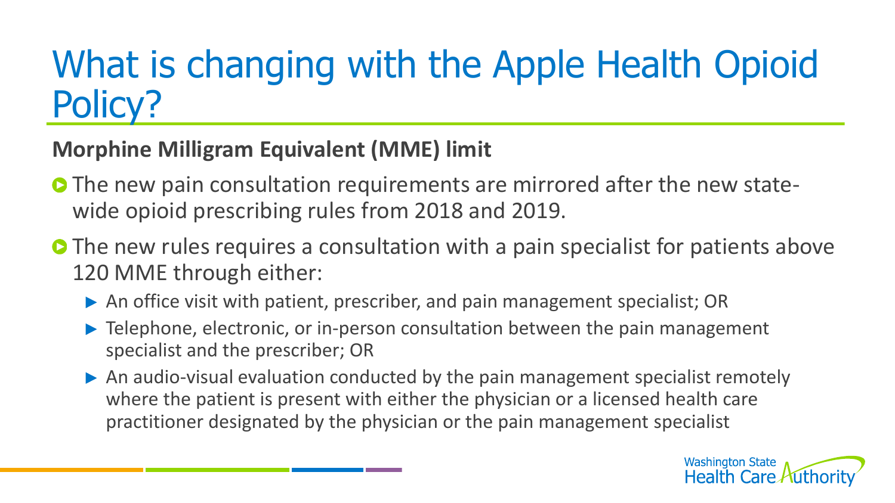# What is changing with the Apple Health Opioid Policy?

**Morphine Milligram Equivalent (MME) limit**

- The new pain consultation requirements are mirrored after the new state-wide opioid prescribing rules from 2018 and 2019.
- The new rules requires a consultation with a pain specialist for patients above 120 MME through either:
  - An office visit with patient, prescriber, and pain management specialist; OR
  - Telephone, electronic, or in-person consultation between the pain management specialist and the prescriber; OR
  - An audio-visual evaluation conducted by the pain management specialist remotely where the patient is present with either the physician or a licensed health care practitioner designated by the physician or the pain management specialist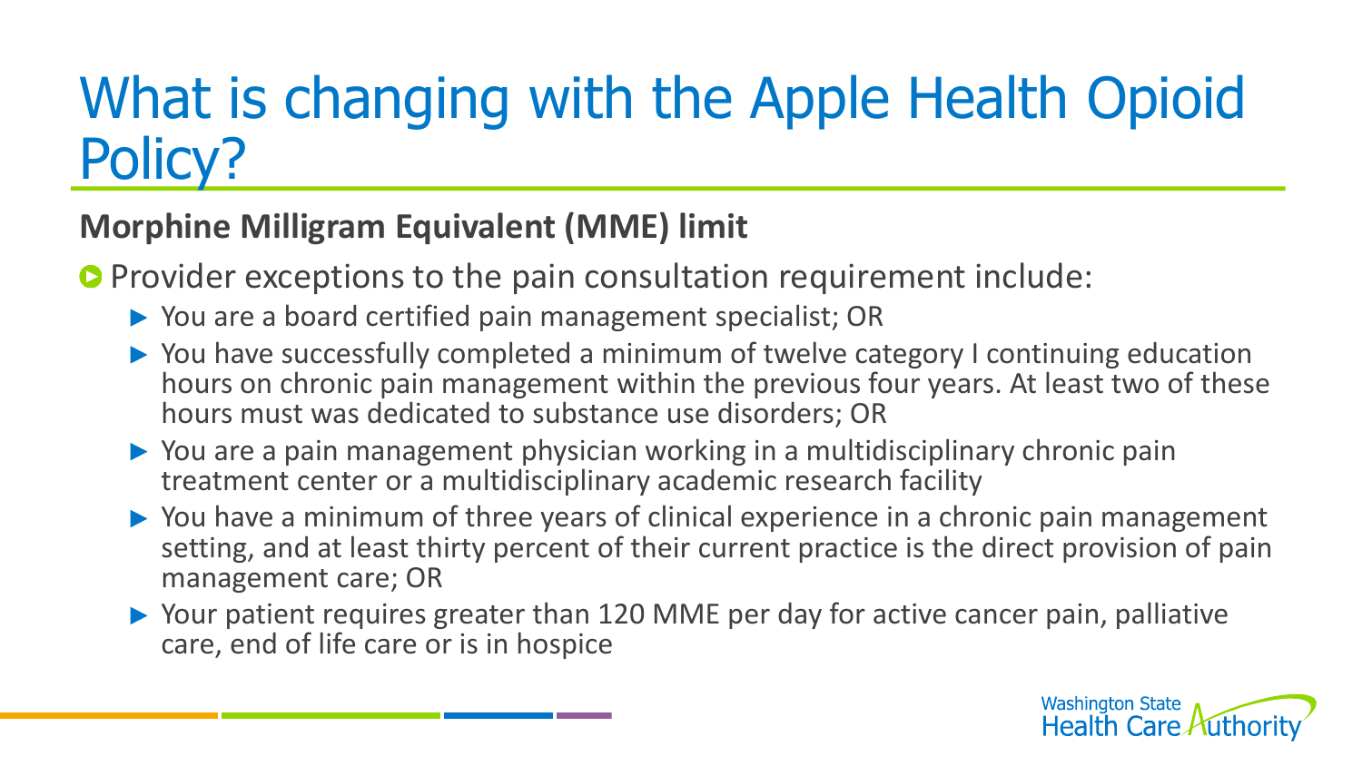# What is changing with the Apple Health Opioid Policy?

**Morphine Milligram Equivalent (MME) limit**

- Provider exceptions to the pain consultation requirement include:
  - You are a board certified pain management specialist; OR
  - You have successfully completed a minimum of twelve category I continuing education hours on chronic pain management within the previous four years. At least two of these hours must was dedicated to substance use disorders; OR
  - You are a pain management physician working in a multidisciplinary chronic pain treatment center or a multidisciplinary academic research facility
  - You have a minimum of three years of clinical experience in a chronic pain management setting, and at least thirty percent of their current practice is the direct provision of pain management care; OR
  - Your patient requires greater than 120 MME per day for active cancer pain, palliative care, end of life care or is in hospice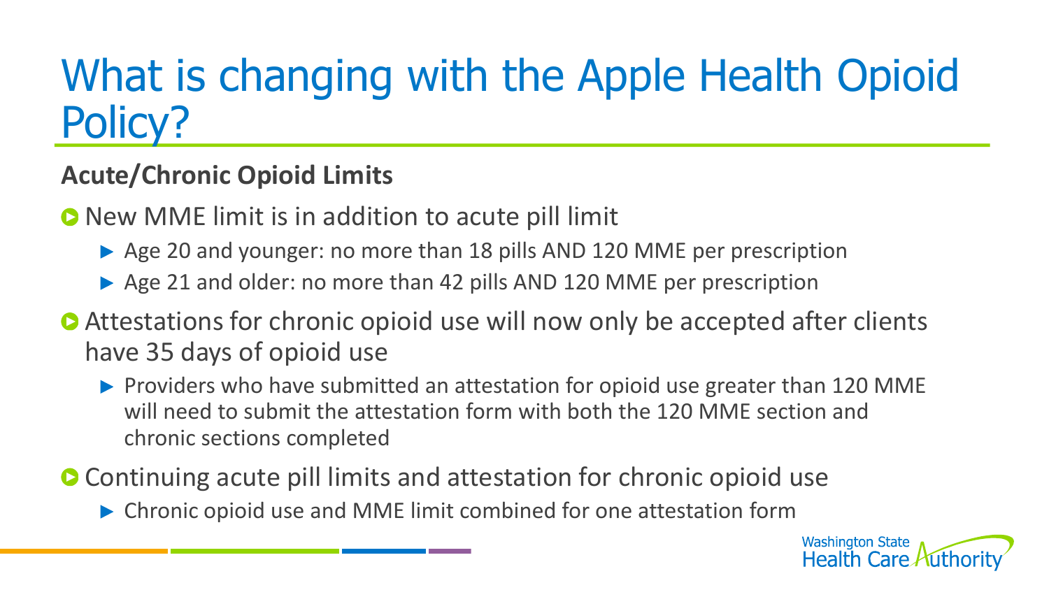# What is changing with the Apple Health Opioid Policy?

**Acute/Chronic Opioid Limits**

- New MME limit is in addition to acute pill limit
  - Age 20 and younger: no more than 18 pills AND 120 MME per prescription
  - Age 21 and older: no more than 42 pills AND 120 MME per prescription
- Attestations for chronic opioid use will now only be accepted after clients have 35 days of opioid use
  - Providers who have submitted an attestation for opioid use greater than 120 MME will need to submit the attestation form with both the 120 MME section and chronic sections completed
- Continuing acute pill limits and attestation for chronic opioid use
  - Chronic opioid use and MME limit combined for one attestation form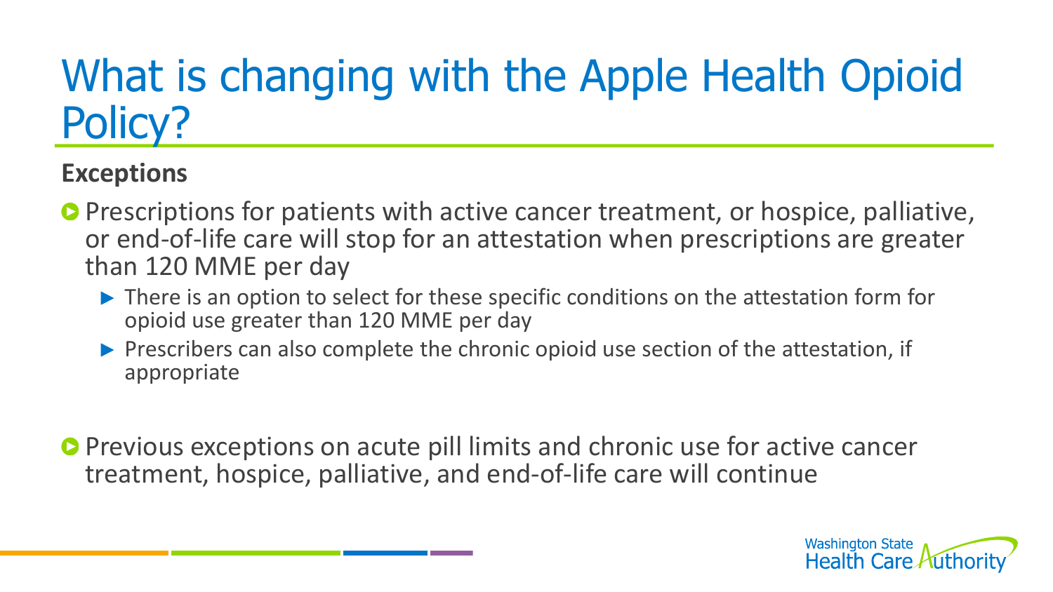# What is changing with the Apple Health Opioid Policy?

**Exceptions**

- Prescriptions for patients with active cancer treatment, or hospice, palliative, or end-of-life care will stop for an attestation when prescriptions are greater than 120 MME per day
  - There is an option to select for these specific conditions on the attestation form for opioid use greater than 120 MME per day
  - Prescribers can also complete the chronic opioid use section of the attestation, if appropriate
- Previous exceptions on acute pill limits and chronic use for active cancer treatment, hospice, palliative, and end-of-life care will continue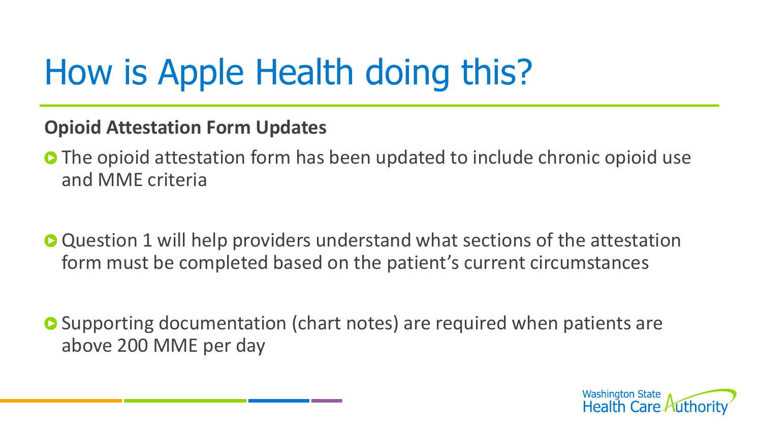# How is Apple Health doing this?

**Opioid Attestation Form Updates**

- The opioid attestation form has been updated to include chronic opioid use and MME criteria
- Question 1 will help providers understand what sections of the attestation form must be completed based on the patient's current circumstances
- Supporting documentation (chart notes) are required when patients are above 200 MME per day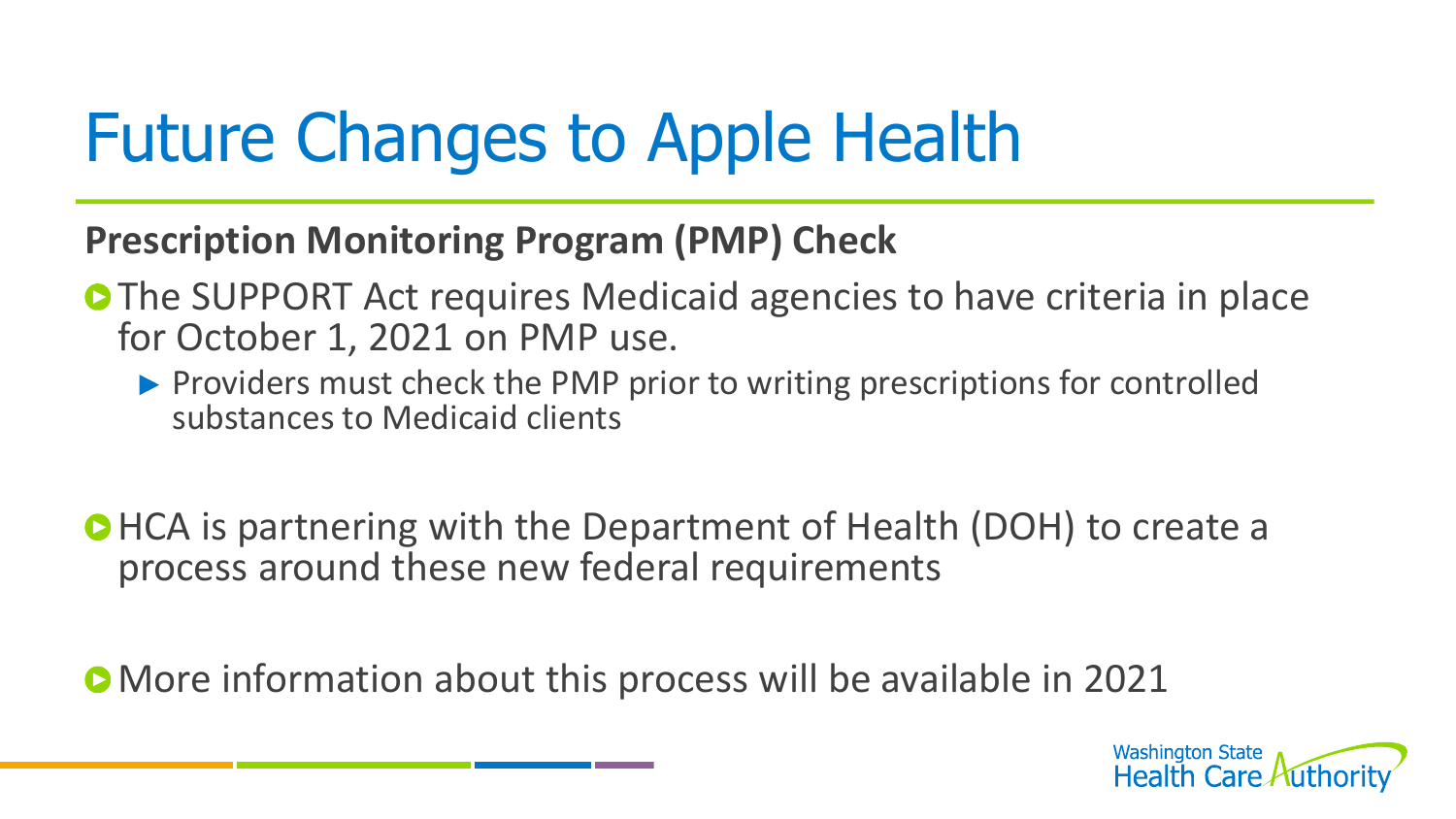# Future Changes to Apple Health

**Prescription Monitoring Program (PMP) Check**

- The SUPPORT Act requires Medicaid agencies to have criteria in place for October 1, 2021 on PMP use.
  - Providers must check the PMP prior to writing prescriptions for controlled substances to Medicaid clients
- HCA is partnering with the Department of Health (DOH) to create a process around these new federal requirements
- More information about this process will be available in 2021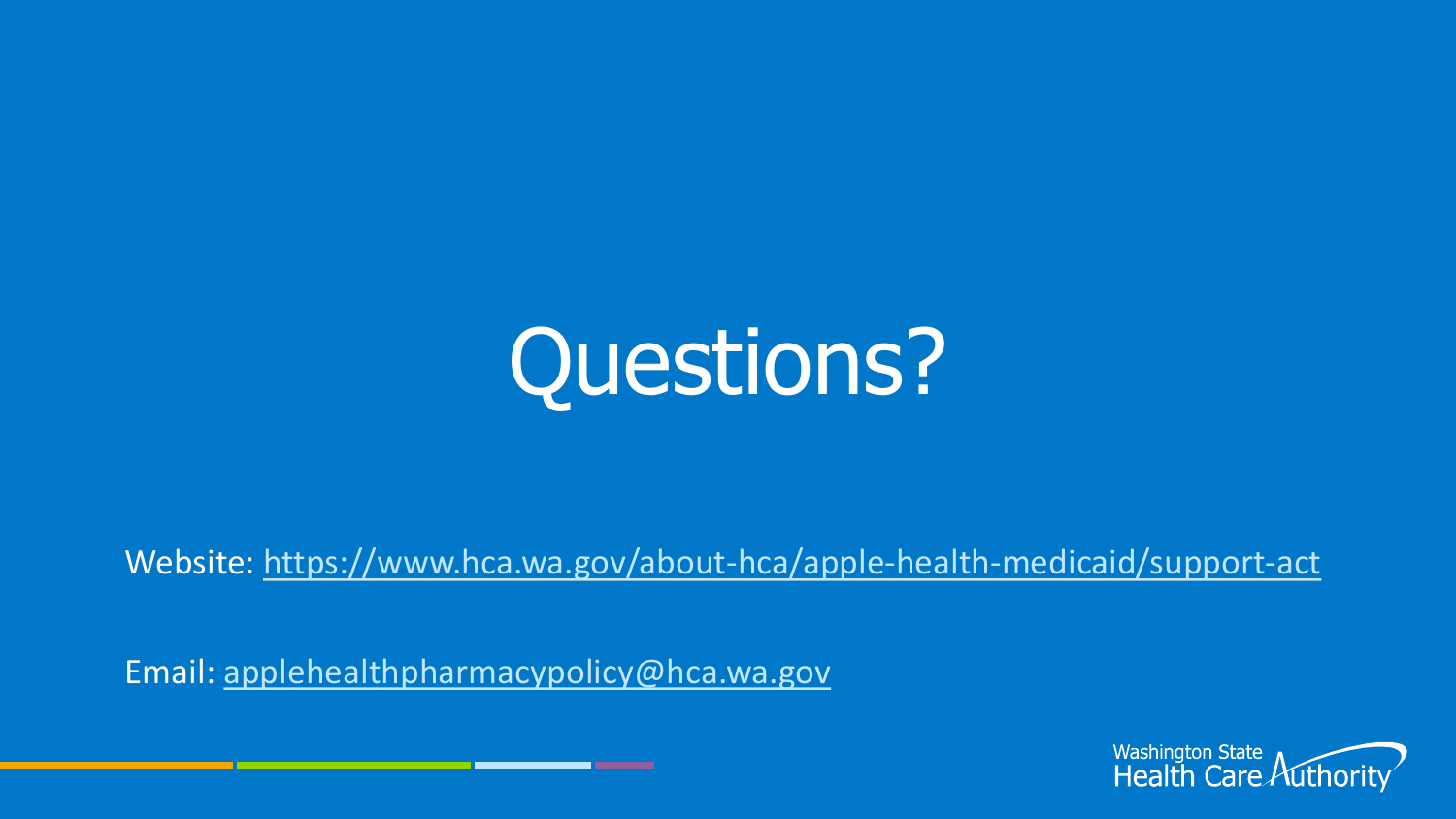# Questions?

Website: https://www.hca.wa.gov/about-hca/apple-health-medicaid/support-act

Email: applehealthpharmacypolicy@hca.wa.gov

Washington State Health Care Authority